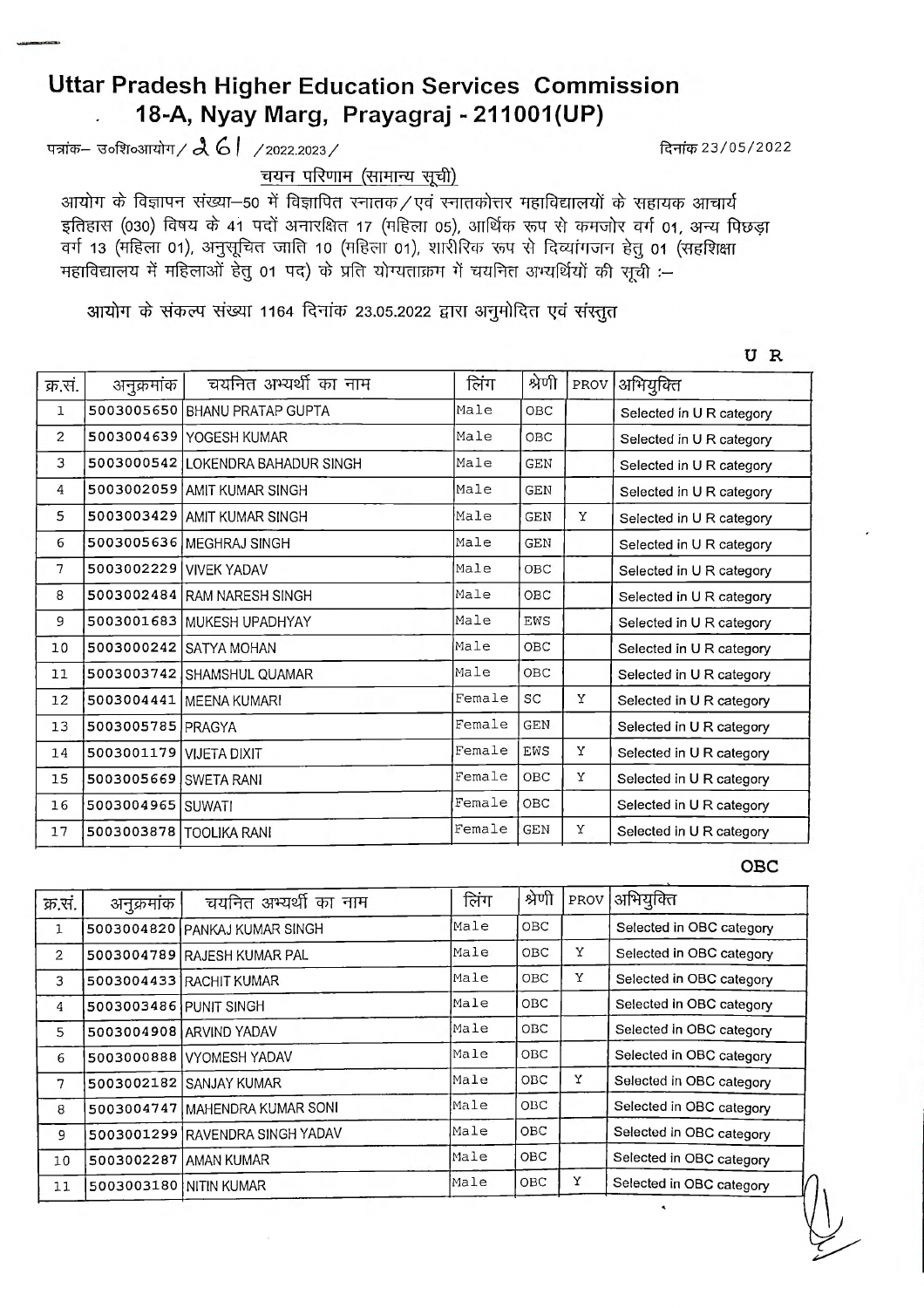# Uttar Pradesh Higher Education Services Commission
## 18-A, Nyay Marg, Prayagraj - 211001(UP)

पत्रांक– उ०शि०आयोग/ 261 /2022.2023/ दिनांक 23/05/2022

चयन परिणाम (सामान्य सूची)

आयोग के विज्ञापन संख्या–50 में विज्ञापित स्नातक/एवं स्नातकोत्तर महाविद्यालयों के सहायक आचार्य इतिहास (030) विषय के 41 पदों अनारक्षित 17 (महिला 05), आर्थिक रूप से कमजोर वर्ग 01, अन्य पिछड़ा वर्ग 13 (महिला 01), अनुसूचित जाति 10 (महिला 01), शारीरिक रूप से दिव्यांगजन हेतु 01 (सहशिक्षा महाविद्यालय में महिलाओं हेतु 01 पद) के प्रति योग्यताक्रम में चयनित अभ्यर्थियों की सूची :–

आयोग के संकल्प संख्या 1164 दिनांक 23.05.2022 द्वारा अनुमोदित एवं संस्तुत

U R

| क्र.सं. | अनुक्रमांक | चयनित अभ्यर्थी का नाम | लिंग | श्रेणी | PROV | अभियुक्ति |
|---|---|---|---|---|---|---|
| 1 | 5003005650 | BHANU PRATAP GUPTA | Male | OBC | | Selected in U R category |
| 2 | 5003004639 | YOGESH KUMAR | Male | OBC | | Selected in U R category |
| 3 | 5003000542 | LOKENDRA BAHADUR SINGH | Male | GEN | | Selected in U R category |
| 4 | 5003002059 | AMIT KUMAR SINGH | Male | GEN | | Selected in U R category |
| 5 | 5003003429 | AMIT KUMAR SINGH | Male | GEN | Y | Selected in U R category |
| 6 | 5003005636 | MEGHRAJ SINGH | Male | GEN | | Selected in U R category |
| 7 | 5003002229 | VIVEK YADAV | Male | OBC | | Selected in U R category |
| 8 | 5003002484 | RAM NARESH SINGH | Male | OBC | | Selected in U R category |
| 9 | 5003001683 | MUKESH UPADHYAY | Male | EWS | | Selected in U R category |
| 10 | 5003000242 | SATYA MOHAN | Male | OBC | | Selected in U R category |
| 11 | 5003003742 | SHAMSHUL QUAMAR | Male | OBC | | Selected in U R category |
| 12 | 5003004441 | MEENA KUMARI | Female | SC | Y | Selected in U R category |
| 13 | 5003005785 | PRAGYA | Female | GEN | | Selected in U R category |
| 14 | 5003001179 | VIJETA DIXIT | Female | EWS | Y | Selected in U R category |
| 15 | 5003005669 | SWETA RANI | Female | OBC | Y | Selected in U R category |
| 16 | 5003004965 | SUWATI | Female | OBC | | Selected in U R category |
| 17 | 5003003878 | TOOLIKA RANI | Female | GEN | Y | Selected in U R category |

OBC

| क्र.सं. | अनुक्रमांक | चयनित अभ्यर्थी का नाम | लिंग | श्रेणी | PROV | अभियुक्ति |
|---|---|---|---|---|---|---|
| 1 | 5003004820 | PANKAJ KUMAR SINGH | Male | OBC | | Selected in OBC category |
| 2 | 5003004789 | RAJESH KUMAR PAL | Male | OBC | Y | Selected in OBC category |
| 3 | 5003004433 | RACHIT KUMAR | Male | OBC | Y | Selected in OBC category |
| 4 | 5003003486 | PUNIT SINGH | Male | OBC | | Selected in OBC category |
| 5 | 5003004908 | ARVIND YADAV | Male | OBC | | Selected in OBC category |
| 6 | 5003000888 | VYOMESH YADAV | Male | OBC | | Selected in OBC category |
| 7 | 5003002182 | SANJAY KUMAR | Male | OBC | Y | Selected in OBC category |
| 8 | 5003004747 | MAHENDRA KUMAR SONI | Male | OBC | | Selected in OBC category |
| 9 | 5003001299 | RAVENDRA SINGH YADAV | Male | OBC | | Selected in OBC category |
| 10 | 5003002287 | AMAN KUMAR | Male | OBC | | Selected in OBC category |
| 11 | 5003003180 | NITIN KUMAR | Male | OBC | Y | Selected in OBC category |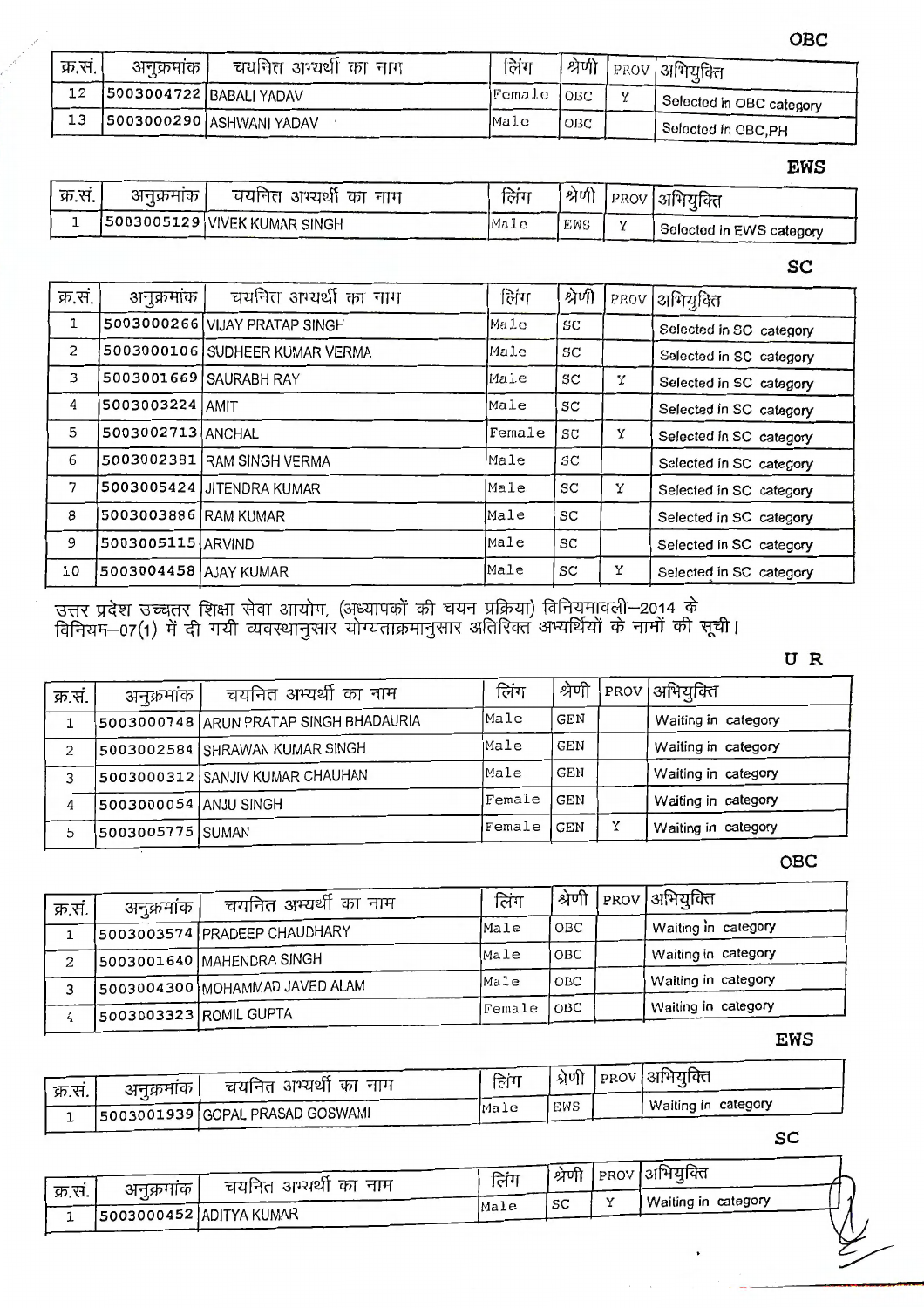### OBC

| क्र.सं. | अनुक्रमांक | चयनित अभ्यर्थी का नाम | लिंग | श्रेणी | PROV | अभियुक्ति |
|---|---|---|---|---|---|---|
| 12 | 5003004722 | BABALI YADAV | Female | OBC | Y | Selected in OBC category |
| 13 | 5003000290 | ASHWANI YADAV | Male | OBC | | Selected in OBC,PH |

### EWS

| क्र.सं. | अनुक्रमांक | चयनित अभ्यर्थी का नाम | लिंग | श्रेणी | PROV | अभियुक्ति |
|---|---|---|---|---|---|---|
| 1 | 5003005129 | VIVEK KUMAR SINGH | Male | EWS | Y | Selected in EWS category |

### SC

| क्र.सं. | अनुक्रमांक | चयनित अभ्यर्थी का नाम | लिंग | श्रेणी | PROV | अभियुक्ति |
|---|---|---|---|---|---|---|
| 1 | 5003000266 | VIJAY PRATAP SINGH | Male | SC | | Selected in SC category |
| 2 | 5003000106 | SUDHEER KUMAR VERMA | Male | SC | | Selected in SC category |
| 3 | 5003001669 | SAURABH RAY | Male | SC | Y | Selected in SC category |
| 4 | 5003003224 | AMIT | Male | SC | | Selected in SC category |
| 5 | 5003002713 | ANCHAL | Female | SC | Y | Selected in SC category |
| 6 | 5003002381 | RAM SINGH VERMA | Male | SC | | Selected in SC category |
| 7 | 5003005424 | JITENDRA KUMAR | Male | SC | Y | Selected in SC category |
| 8 | 5003003886 | RAM KUMAR | Male | SC | | Selected in SC category |
| 9 | 5003005115 | ARVIND | Male | SC | | Selected in SC category |
| 10 | 5003004458 | AJAY KUMAR | Male | SC | Y | Selected in SC category |

उत्तर प्रदेश उच्चतर शिक्षा सेवा आयोग, (अध्यापकों की चयन प्रक्रिया) विनियमावली–2014 के विनियम–07(1) में दी गयी व्यवस्थानुसार योग्यताक्रमानुसार अतिरिक्त अभ्यर्थियों के नामों की सूची।

### U R

| क्र.सं. | अनुक्रमांक | चयनित अभ्यर्थी का नाम | लिंग | श्रेणी | PROV | अभियुक्ति |
|---|---|---|---|---|---|---|
| 1 | 5003000748 | ARUN PRATAP SINGH BHADAURIA | Male | GEN | | Waiting in category |
| 2 | 5003002584 | SHRAWAN KUMAR SINGH | Male | GEN | | Waiting in category |
| 3 | 5003000312 | SANJIV KUMAR CHAUHAN | Male | GEN | | Waiting in category |
| 4 | 5003000054 | ANJU SINGH | Female | GEN | | Waiting in category |
| 5 | 5003005775 | SUMAN | Female | GEN | Y | Waiting in category |

### OBC

| क्र.सं. | अनुक्रमांक | चयनित अभ्यर्थी का नाम | लिंग | श्रेणी | PROV | अभियुक्ति |
|---|---|---|---|---|---|---|
| 1 | 5003003574 | PRADEEP CHAUDHARY | Male | OBC | | Waiting in category |
| 2 | 5003001640 | MAHENDRA SINGH | Male | OBC | | Waiting in category |
| 3 | 5003004300 | MOHAMMAD JAVED ALAM | Male | OBC | | Waiting in category |
| 4 | 5003003323 | ROMIL GUPTA | Female | OBC | | Waiting in category |

### EWS

| क्र.सं. | अनुक्रमांक | चयनित अभ्यर्थी का नाम | लिंग | श्रेणी | PROV | अभियुक्ति |
|---|---|---|---|---|---|---|
| 1 | 5003001939 | GOPAL PRASAD GOSWAMI | Male | EWS | | Waiting in category |

### SC

| क्र.सं. | अनुक्रमांक | चयनित अभ्यर्थी का नाम | लिंग | श्रेणी | PROV | अभियुक्ति |
|---|---|---|---|---|---|---|
| 1 | 5003000452 | ADITYA KUMAR | Male | SC | Y | Waiting in category |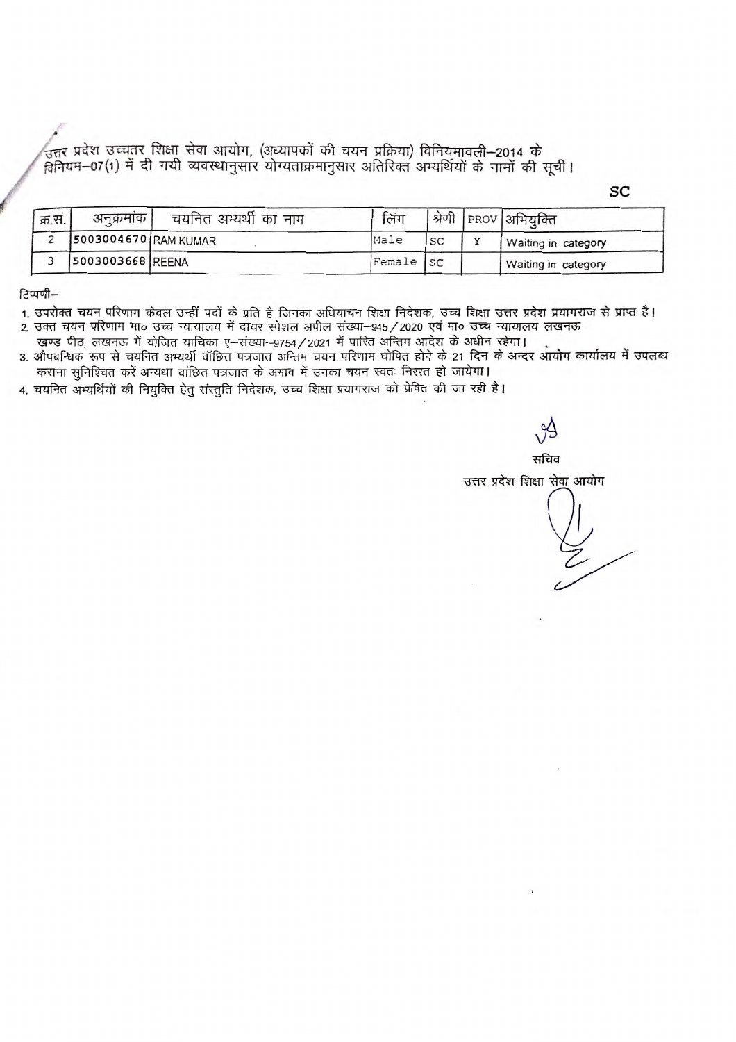उत्तर प्रदेश उच्चतर शिक्षा सेवा आयोग, (अध्यापकों की चयन प्रक्रिया) विनियमावली–2014 के विनियम–07(1) में दी गयी व्यवस्थानुसार योग्यताक्रमानुसार अतिरिक्त अभ्यर्थियों के नामों की सूची।

**SC**

| क्र.सं. | अनुक्रमांक | चयनित अभ्यर्थी का नाम | लिंग | श्रेणी | PROV | अभियुक्ति |
|---|---|---|---|---|---|---|
| 2 | 5003004670 | RAM KUMAR | Male | SC | Y | Waiting in category |
| 3 | 5003003668 | REENA | Female | SC | | Waiting in category |

टिप्पणी–

1. उपरोक्त चयन परिणाम केवल उन्हीं पदों के प्रति है जिनका अधियाचन शिक्षा निदेशक, उच्च शिक्षा उत्तर प्रदेश प्रयागराज से प्राप्त है।
2. उक्त चयन परिणाम मा० उच्च न्यायालय में दायर स्पेशल अपील संख्या–945/2020 एवं मा० उच्च न्यायालय लखनऊ खण्ड पीठ, लखनऊ में योजित याचिका ए–संख्या–9754/2021 में पारित अन्तिम आदेश के अधीन रहेगा।
3. औपबन्धिक रूप से चयनित अभ्यर्थी वॉछित पत्रजात अन्तिम चयन परिणाम घोषित होने के 21 दिन के अन्दर आयोग कार्यालय में उपलब्ध कराना सुनिश्चित करें अन्यथा वांछित पत्रजात के अभाव में उनका चयन स्वतः निरस्त हो जायेगा।
4. चयनित अभ्यर्थियों की नियुक्ति हेतु संस्तुति निदेशक, उच्च शिक्षा प्रयागराज को प्रेषित की जा रही है।

सचिव
उत्तर प्रदेश शिक्षा सेवा आयोग